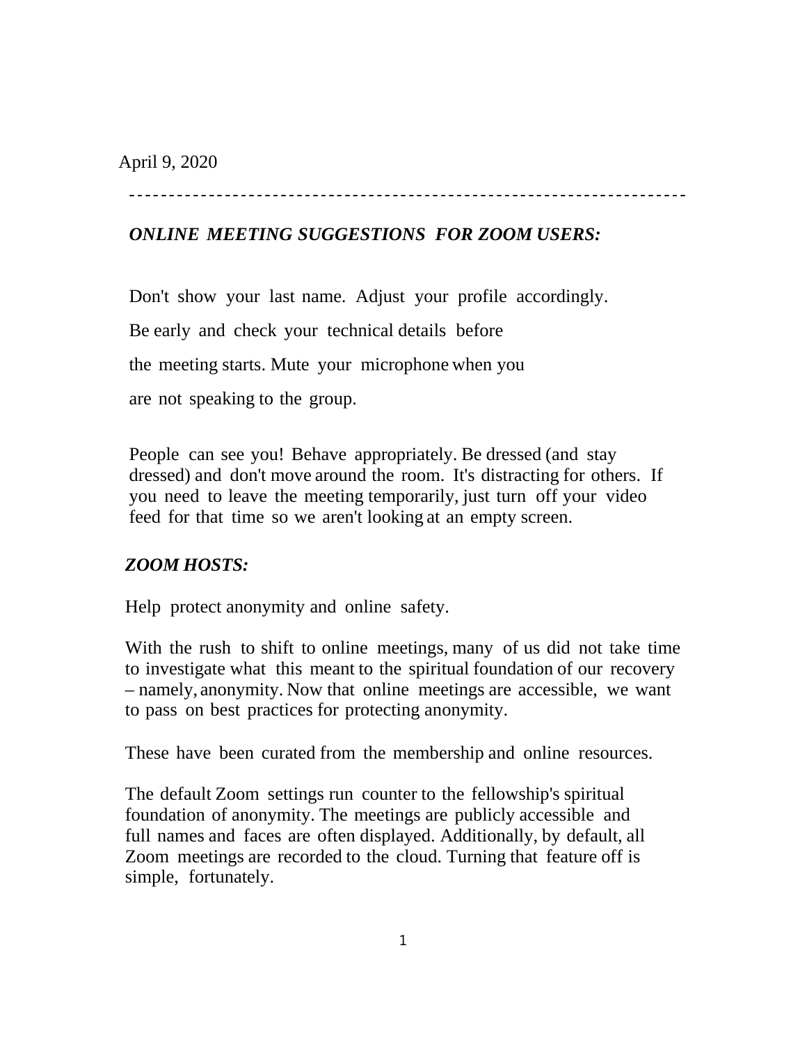April 9, 2020

---

***ONLINE MEETING SUGGESTIONS FOR ZOOM USERS:***

Don't show your last name. Adjust your profile accordingly. Be early and check your technical details before the meeting starts. Mute your microphone when you are not speaking to the group.

People can see you! Behave appropriately. Be dressed (and stay dressed) and don't move around the room. It's distracting for others. If you need to leave the meeting temporarily, just turn off your video feed for that time so we aren't looking at an empty screen.

***ZOOM HOSTS:***

Help protect anonymity and online safety.

With the rush to shift to online meetings, many of us did not take time to investigate what this meant to the spiritual foundation of our recovery – namely, anonymity. Now that online meetings are accessible, we want to pass on best practices for protecting anonymity.

These have been curated from the membership and online resources.

The default Zoom settings run counter to the fellowship's spiritual foundation of anonymity. The meetings are publicly accessible and full names and faces are often displayed. Additionally, by default, all Zoom meetings are recorded to the cloud. Turning that feature off is simple, fortunately.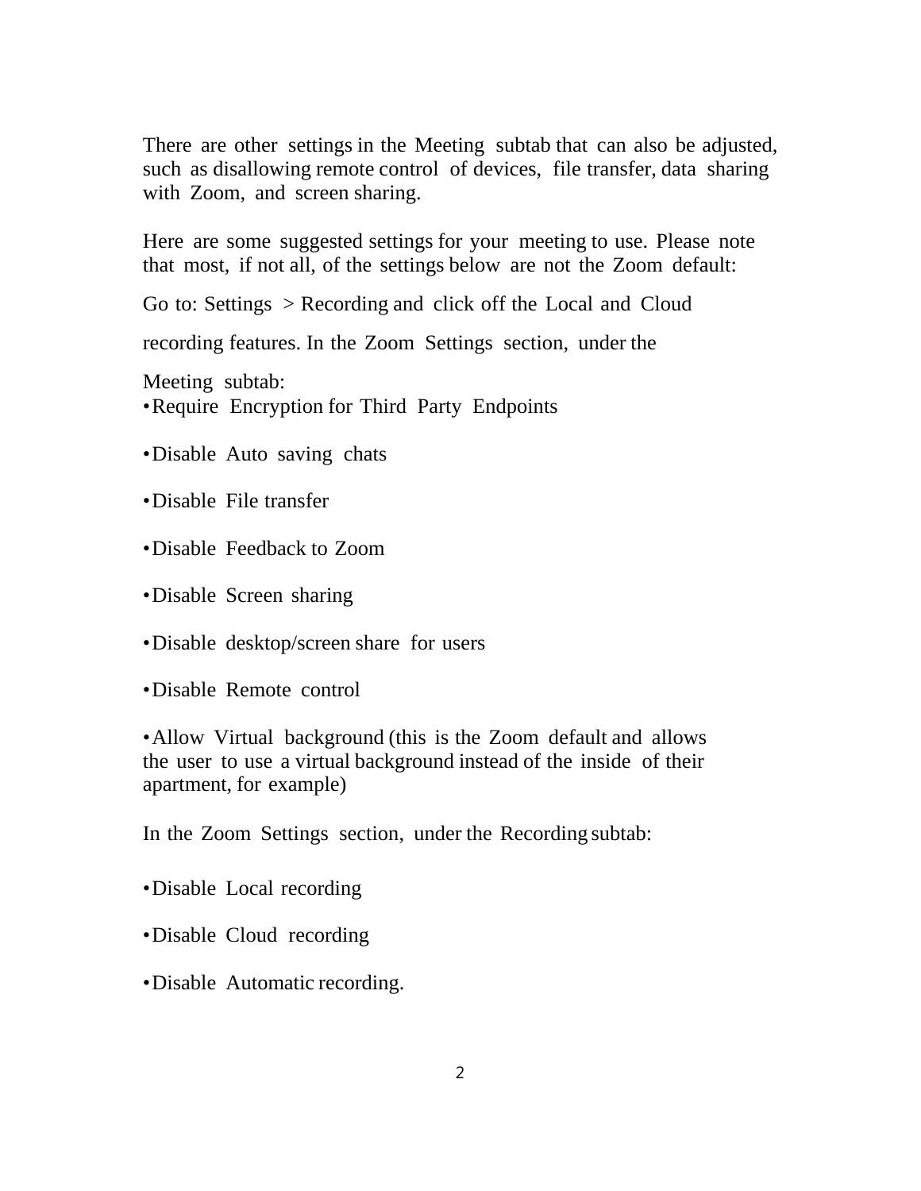There are other settings in the Meeting subtab that can also be adjusted, such as disallowing remote control of devices, file transfer, data sharing with Zoom, and screen sharing.

Here are some suggested settings for your meeting to use. Please note that most, if not all, of the settings below are not the Zoom default:

Go to: Settings > Recording and click off the Local and Cloud

recording features. In the Zoom Settings section, under the

Meeting subtab:

- Require Encryption for Third Party Endpoints
- Disable Auto saving chats
- Disable File transfer
- Disable Feedback to Zoom
- Disable Screen sharing
- Disable desktop/screen share for users
- Disable Remote control
- Allow Virtual background (this is the Zoom default and allows the user to use a virtual background instead of the inside of their apartment, for example)

In the Zoom Settings section, under the Recording subtab:

- Disable Local recording
- Disable Cloud recording
- Disable Automatic recording.